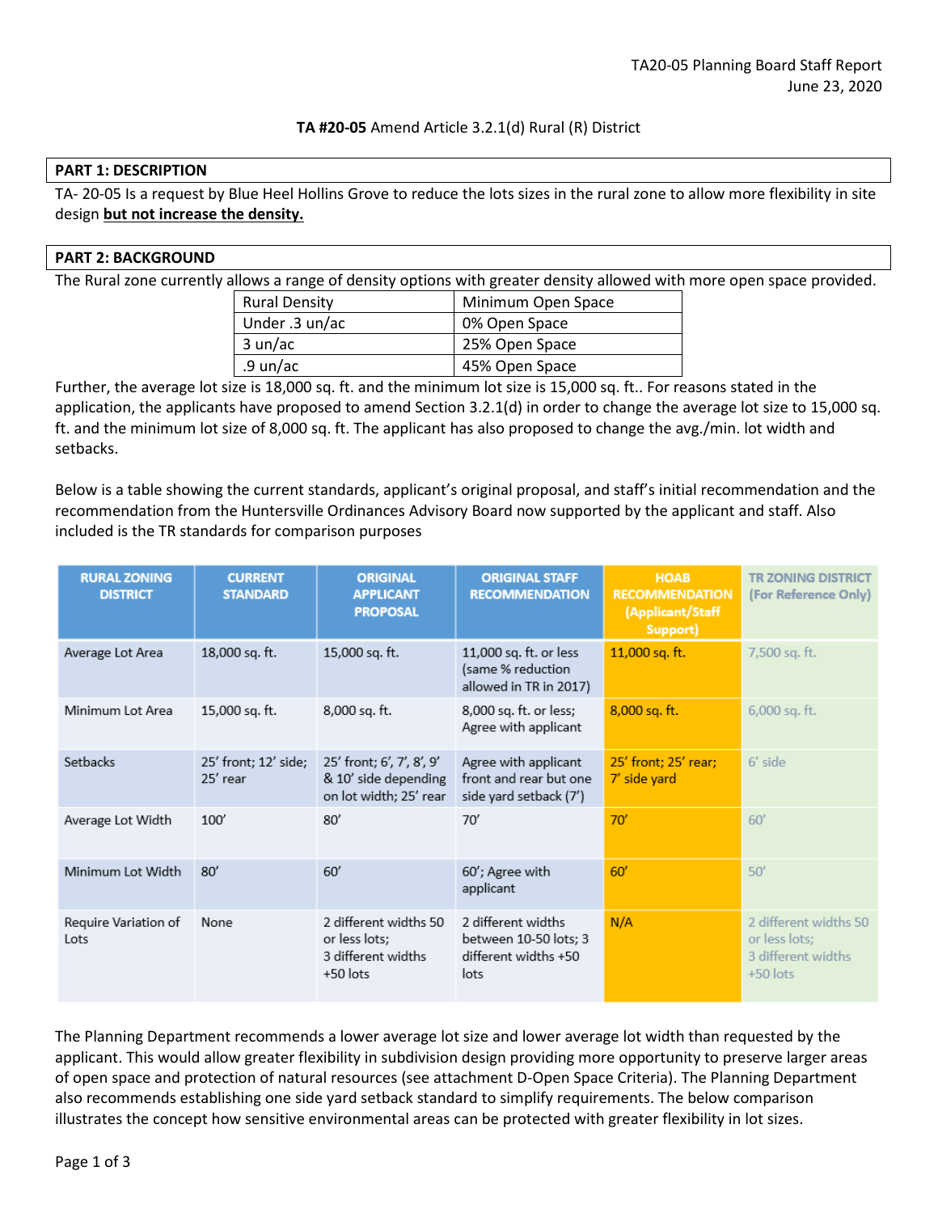TA20-05 Planning Board Staff Report
June 23, 2020

**TA #20-05** Amend Article 3.2.1(d) Rural (R) District

## PART 1: DESCRIPTION

TA- 20-05 Is a request by Blue Heel Hollins Grove to reduce the lots sizes in the rural zone to allow more flexibility in site design **but not increase the density.**

## PART 2: BACKGROUND

The Rural zone currently allows a range of density options with greater density allowed with more open space provided.

| Rural Density | Minimum Open Space |
|---|---|
| Under .3 un/ac | 0% Open Space |
| 3 un/ac | 25% Open Space |
| .9 un/ac | 45% Open Space |

Further, the average lot size is 18,000 sq. ft. and the minimum lot size is 15,000 sq. ft.. For reasons stated in the application, the applicants have proposed to amend Section 3.2.1(d) in order to change the average lot size to 15,000 sq. ft. and the minimum lot size of 8,000 sq. ft. The applicant has also proposed to change the avg./min. lot width and setbacks.

Below is a table showing the current standards, applicant's original proposal, and staff's initial recommendation and the recommendation from the Huntersville Ordinances Advisory Board now supported by the applicant and staff. Also included is the TR standards for comparison purposes

| RURAL ZONING DISTRICT | CURRENT STANDARD | ORIGINAL APPLICANT PROPOSAL | ORIGINAL STAFF RECOMMENDATION | HOAB RECOMMENDATION (Applicant/Staff Support) | TR ZONING DISTRICT (For Reference Only) |
|---|---|---|---|---|---|
| Average Lot Area | 18,000 sq. ft. | 15,000 sq. ft. | 11,000 sq. ft. or less (same % reduction allowed in TR in 2017) | 11,000 sq. ft. | 7,500 sq. ft. |
| Minimum Lot Area | 15,000 sq. ft. | 8,000 sq. ft. | 8,000 sq. ft. or less; Agree with applicant | 8,000 sq. ft. | 6,000 sq. ft. |
| Setbacks | 25' front; 12' side; 25' rear | 25' front; 6', 7', 8', 9' & 10' side depending on lot width; 25' rear | Agree with applicant front and rear but one side yard setback (7') | 25' front; 25' rear; 7' side yard | 6' side |
| Average Lot Width | 100' | 80' | 70' | 70' | 60' |
| Minimum Lot Width | 80' | 60' | 60'; Agree with applicant | 60' | 50' |
| Require Variation of Lots | None | 2 different widths 50 or less lots; 3 different widths +50 lots | 2 different widths between 10-50 lots; 3 different widths +50 lots | N/A | 2 different widths 50 or less lots; 3 different widths +50 lots |

The Planning Department recommends a lower average lot size and lower average lot width than requested by the applicant. This would allow greater flexibility in subdivision design providing more opportunity to preserve larger areas of open space and protection of natural resources (see attachment D-Open Space Criteria). The Planning Department also recommends establishing one side yard setback standard to simplify requirements. The below comparison illustrates the concept how sensitive environmental areas can be protected with greater flexibility in lot sizes.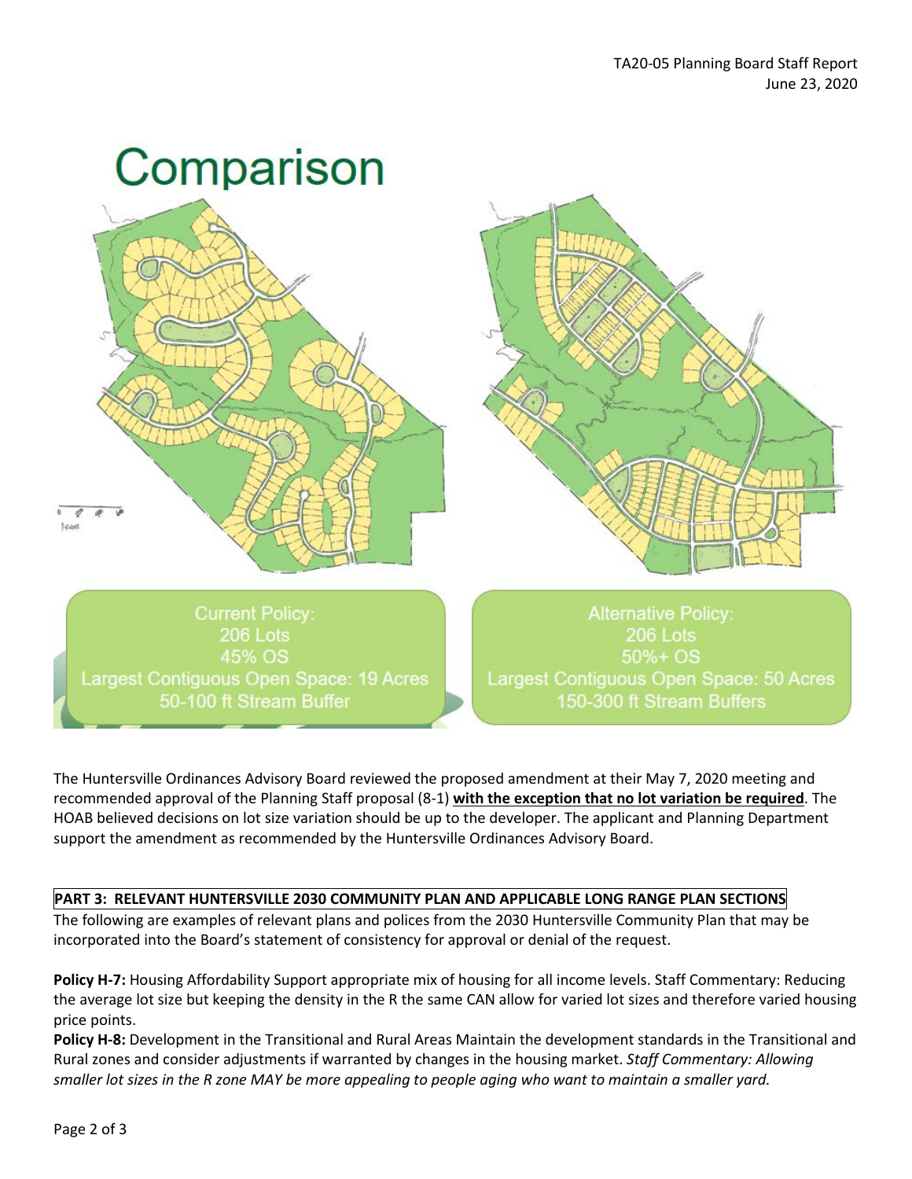# Comparison

Current Policy:
206 Lots
45% OS
Largest Contiguous Open Space: 19 Acres
50-100 ft Stream Buffer

Alternative Policy:
206 Lots
50%+ OS
Largest Contiguous Open Space: 50 Acres
150-300 ft Stream Buffers

The Huntersville Ordinances Advisory Board reviewed the proposed amendment at their May 7, 2020 meeting and recommended approval of the Planning Staff proposal (8-1) **with the exception that no lot variation be required**. The HOAB believed decisions on lot size variation should be up to the developer. The applicant and Planning Department support the amendment as recommended by the Huntersville Ordinances Advisory Board.

## PART 3: RELEVANT HUNTERSVILLE 2030 COMMUNITY PLAN AND APPLICABLE LONG RANGE PLAN SECTIONS

The following are examples of relevant plans and polices from the 2030 Huntersville Community Plan that may be incorporated into the Board's statement of consistency for approval or denial of the request.

**Policy H-7:** Housing Affordability Support appropriate mix of housing for all income levels. Staff Commentary: Reducing the average lot size but keeping the density in the R the same CAN allow for varied lot sizes and therefore varied housing price points.

**Policy H-8:** Development in the Transitional and Rural Areas Maintain the development standards in the Transitional and Rural zones and consider adjustments if warranted by changes in the housing market. *Staff Commentary: Allowing smaller lot sizes in the R zone MAY be more appealing to people aging who want to maintain a smaller yard.*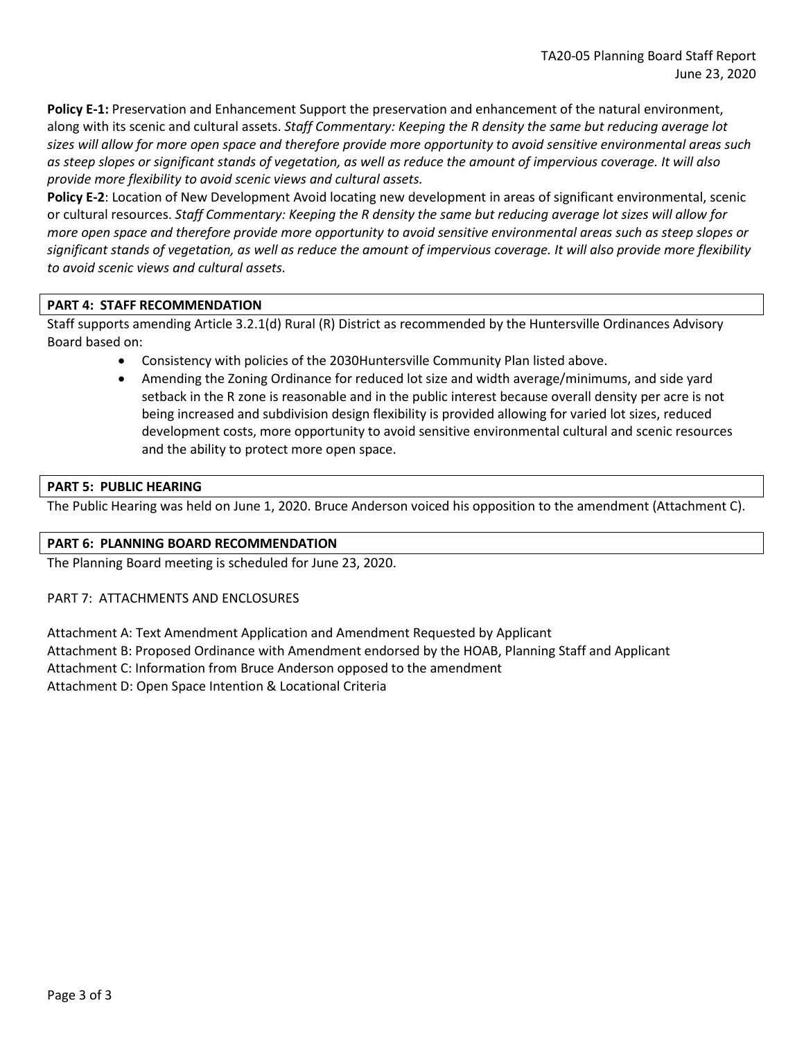**Policy E-1:** Preservation and Enhancement Support the preservation and enhancement of the natural environment, along with its scenic and cultural assets. *Staff Commentary: Keeping the R density the same but reducing average lot sizes will allow for more open space and therefore provide more opportunity to avoid sensitive environmental areas such as steep slopes or significant stands of vegetation, as well as reduce the amount of impervious coverage. It will also provide more flexibility to avoid scenic views and cultural assets.*

**Policy E-2**: Location of New Development Avoid locating new development in areas of significant environmental, scenic or cultural resources. *Staff Commentary: Keeping the R density the same but reducing average lot sizes will allow for more open space and therefore provide more opportunity to avoid sensitive environmental areas such as steep slopes or significant stands of vegetation, as well as reduce the amount of impervious coverage. It will also provide more flexibility to avoid scenic views and cultural assets.*

**PART 4: STAFF RECOMMENDATION**

Staff supports amending Article 3.2.1(d) Rural (R) District as recommended by the Huntersville Ordinances Advisory Board based on:

- Consistency with policies of the 2030Huntersville Community Plan listed above.
- Amending the Zoning Ordinance for reduced lot size and width average/minimums, and side yard setback in the R zone is reasonable and in the public interest because overall density per acre is not being increased and subdivision design flexibility is provided allowing for varied lot sizes, reduced development costs, more opportunity to avoid sensitive environmental cultural and scenic resources and the ability to protect more open space.

**PART 5: PUBLIC HEARING**

The Public Hearing was held on June 1, 2020. Bruce Anderson voiced his opposition to the amendment (Attachment C).

**PART 6: PLANNING BOARD RECOMMENDATION**

The Planning Board meeting is scheduled for June 23, 2020.

PART 7: ATTACHMENTS AND ENCLOSURES

Attachment A: Text Amendment Application and Amendment Requested by Applicant
Attachment B: Proposed Ordinance with Amendment endorsed by the HOAB, Planning Staff and Applicant
Attachment C: Information from Bruce Anderson opposed to the amendment
Attachment D: Open Space Intention & Locational Criteria